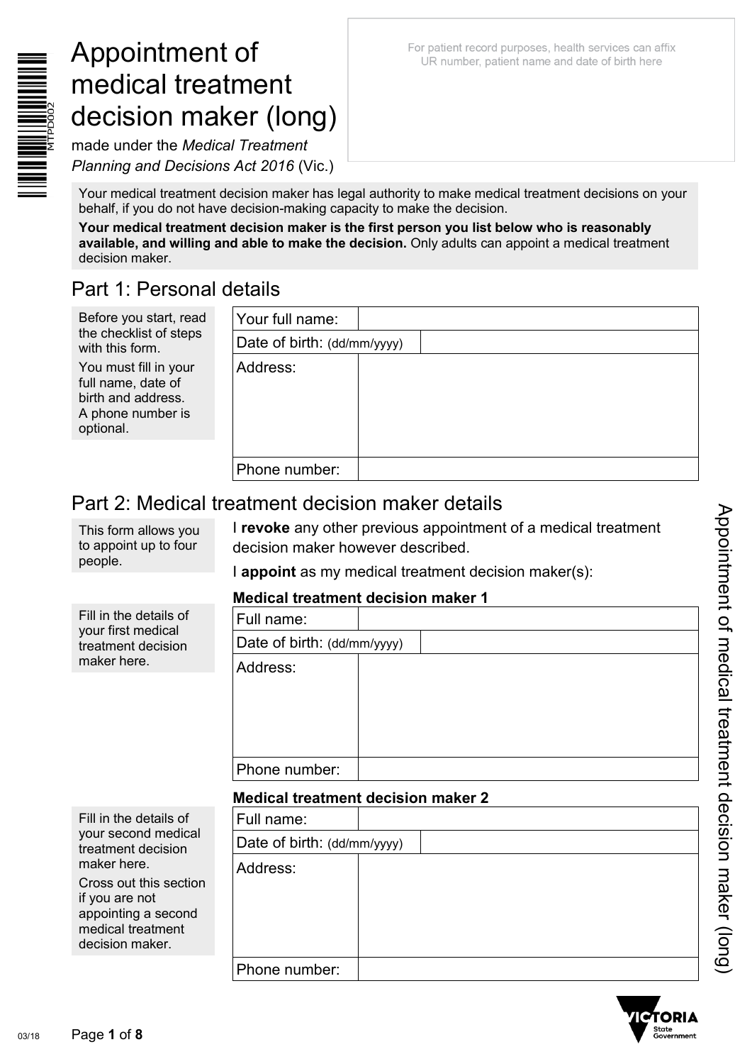# Appointment of medical treatment decision maker (long)

made under the *Medical Treatment Planning and Decisions Act 2016* (Vic.)

For patient record purposes, health services can affix UR number, patient name and date of birth here

Your medical treatment decision maker has legal authority to make medical treatment decisions on your behalf, if you do not have decision-making capacity to make the decision.

**Your medical treatment decision maker is the first person you list below who is reasonably available, and willing and able to make the decision.** Only adults can appoint a medical treatment decision maker.

## Part 1: Personal details

Before you start, read the checklist of steps with this form.

You must fill in your full name, date of birth and address. A phone number is optional.

| | |
|---|---|
| Your full name: | |
| Date of birth: (dd/mm/yyyy) | |
| Address: | |
| Phone number: | |

## Part 2: Medical treatment decision maker details

This form allows you to appoint up to four people.

I **revoke** any other previous appointment of a medical treatment decision maker however described.

I **appoint** as my medical treatment decision maker(s):

**Medical treatment decision maker 1**

Fill in the details of your first medical treatment decision maker here.

| | |
|---|---|
| Full name: | |
| Date of birth: (dd/mm/yyyy) | |
| Address: | |
| Phone number: | |

**Medical treatment decision maker 2**

Fill in the details of your second medical treatment decision maker here.

Cross out this section if you are not appointing a second medical treatment decision maker.

| | |
|---|---|
| Full name: | |
| Date of birth: (dd/mm/yyyy) | |
| Address: | |
| Phone number: | |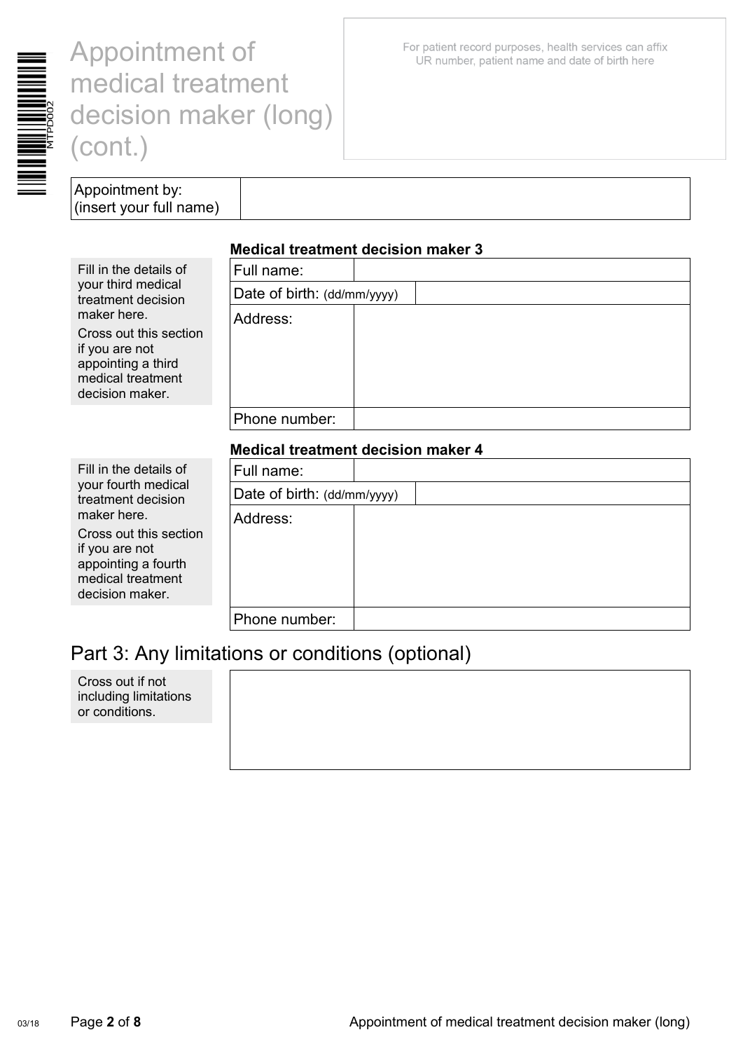# Appointment of medical treatment decision maker (long) (cont.)

For patient record purposes, health services can affix UR number, patient name and date of birth here

| Appointment by: (insert your full name) | |
|---|---|

### Medical treatment decision maker 3

Fill in the details of your third medical treatment decision maker here.

Cross out this section if you are not appointing a third medical treatment decision maker.

| Full name: | |
|---|---|
| Date of birth: (dd/mm/yyyy) | |
| Address: | |
| Phone number: | |

### Medical treatment decision maker 4

Fill in the details of your fourth medical treatment decision maker here.

Cross out this section if you are not appointing a fourth medical treatment decision maker.

| Full name: | |
|---|---|
| Date of birth: (dd/mm/yyyy) | |
| Address: | |
| Phone number: | |

## Part 3: Any limitations or conditions (optional)

Cross out if not including limitations or conditions.

| |
|---|
| |

03/18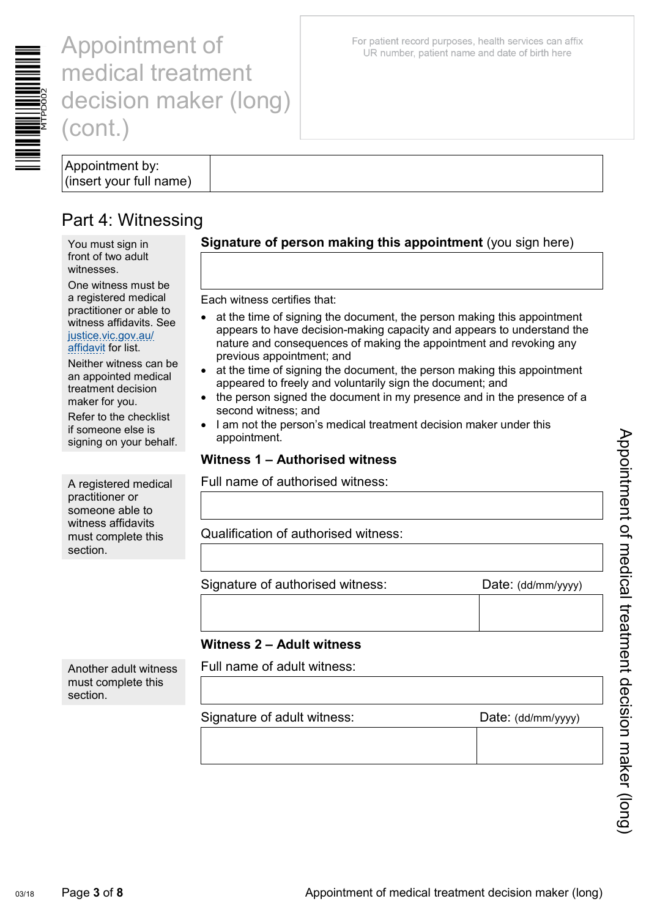# Appointment of medical treatment decision maker (long) (cont.)

For patient record purposes, health services can affix UR number, patient name and date of birth here

| Appointment by: (insert your full name) | |
|---|---|

## Part 4: Witnessing

You must sign in front of two adult witnesses.

One witness must be a registered medical practitioner or able to witness affidavits. See justice.vic.gov.au/affidavit for list.

Neither witness can be an appointed medical treatment decision maker for you.

Refer to the checklist if someone else is signing on your behalf.

**Signature of person making this appointment** (you sign here)

| |
|---|

Each witness certifies that:

- at the time of signing the document, the person making this appointment appears to have decision-making capacity and appears to understand the nature and consequences of making the appointment and revoking any previous appointment; and
- at the time of signing the document, the person making this appointment appeared to freely and voluntarily sign the document; and
- the person signed the document in my presence and in the presence of a second witness; and
- I am not the person's medical treatment decision maker under this appointment.

### Witness 1 – Authorised witness

A registered medical practitioner or someone able to witness affidavits must complete this section.

Full name of authorised witness:

| |
|---|

Qualification of authorised witness:

| |
|---|

| Signature of authorised witness: | Date: (dd/mm/yyyy) |
|---|---|
| | |

### Witness 2 – Adult witness

Another adult witness must complete this section.

Full name of adult witness:

| |
|---|

| Signature of adult witness: | Date: (dd/mm/yyyy) |
|---|---|
| | |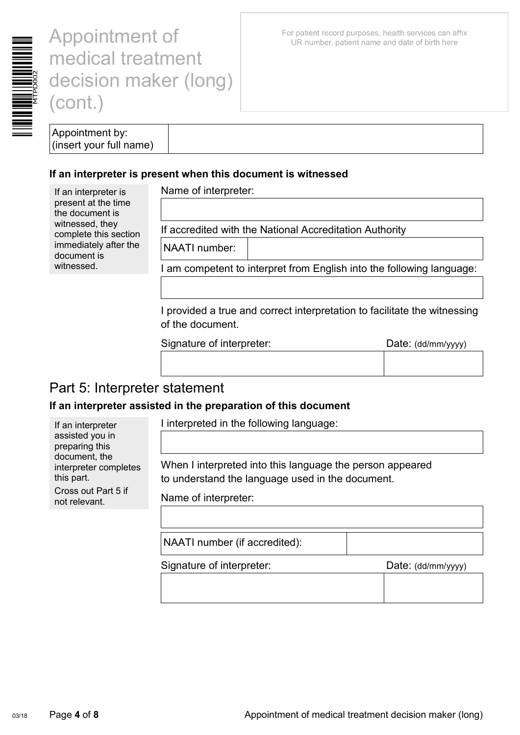# Appointment of medical treatment decision maker (long) (cont.)

For patient record purposes, health services can affix UR number, patient name and date of birth here

| Appointment by: (insert your full name) | |
|---|---|

**If an interpreter is present when this document is witnessed**

If an interpreter is present at the time the document is witnessed, they complete this section immediately after the document is witnessed.

Name of interpreter:

If accredited with the National Accreditation Authority

| NAATI number: | |
|---|---|

I am competent to interpret from English into the following language:

I provided a true and correct interpretation to facilitate the witnessing of the document.

| Signature of interpreter: | Date: (dd/mm/yyyy) |
|---|---|
| | |

## Part 5: Interpreter statement

**If an interpreter assisted in the preparation of this document**

If an interpreter assisted you in preparing this document, the interpreter completes this part.

Cross out Part 5 if not relevant.

I interpreted in the following language:

When I interpreted into this language the person appeared to understand the language used in the document.

Name of interpreter:

| NAATI number (if accredited): | |
|---|---|

| Signature of interpreter: | Date: (dd/mm/yyyy) |
|---|---|
| | |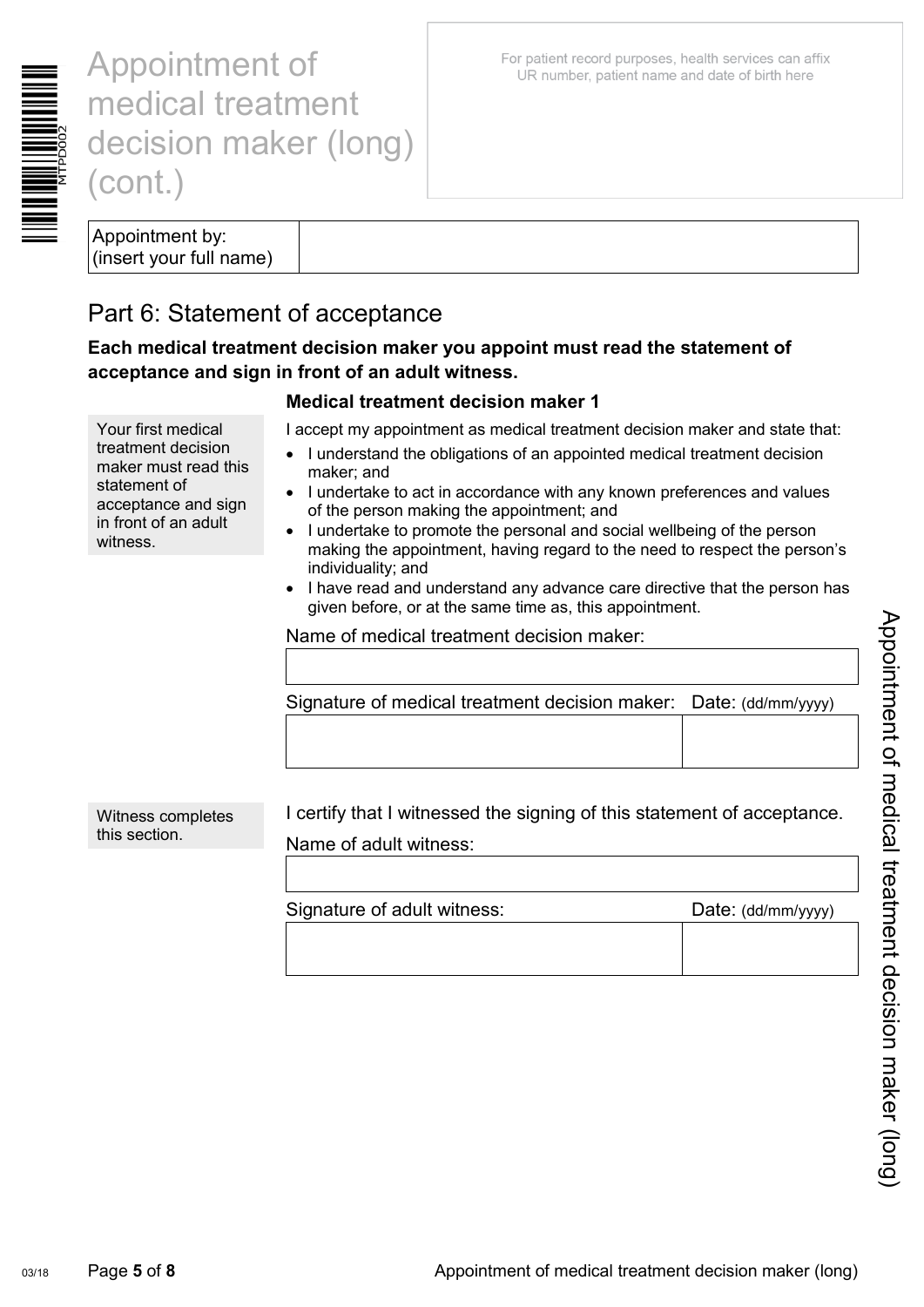# Appointment of medical treatment decision maker (long) (cont.)

For patient record purposes, health services can affix UR number, patient name and date of birth here

| Appointment by: (insert your full name) | |
|---|---|

## Part 6: Statement of acceptance

**Each medical treatment decision maker you appoint must read the statement of acceptance and sign in front of an adult witness.**

### Medical treatment decision maker 1

Your first medical treatment decision maker must read this statement of acceptance and sign in front of an adult witness.

I accept my appointment as medical treatment decision maker and state that:

- I understand the obligations of an appointed medical treatment decision maker; and
- I undertake to act in accordance with any known preferences and values of the person making the appointment; and
- I undertake to promote the personal and social wellbeing of the person making the appointment, having regard to the need to respect the person's individuality; and
- I have read and understand any advance care directive that the person has given before, or at the same time as, this appointment.

Name of medical treatment decision maker:

| |
|---|

| Signature of medical treatment decision maker: | Date: (dd/mm/yyyy) |
|---|---|
| | |

Witness completes this section.

I certify that I witnessed the signing of this statement of acceptance.

Name of adult witness:

| |
|---|

| Signature of adult witness: | Date: (dd/mm/yyyy) |
|---|---|
| | |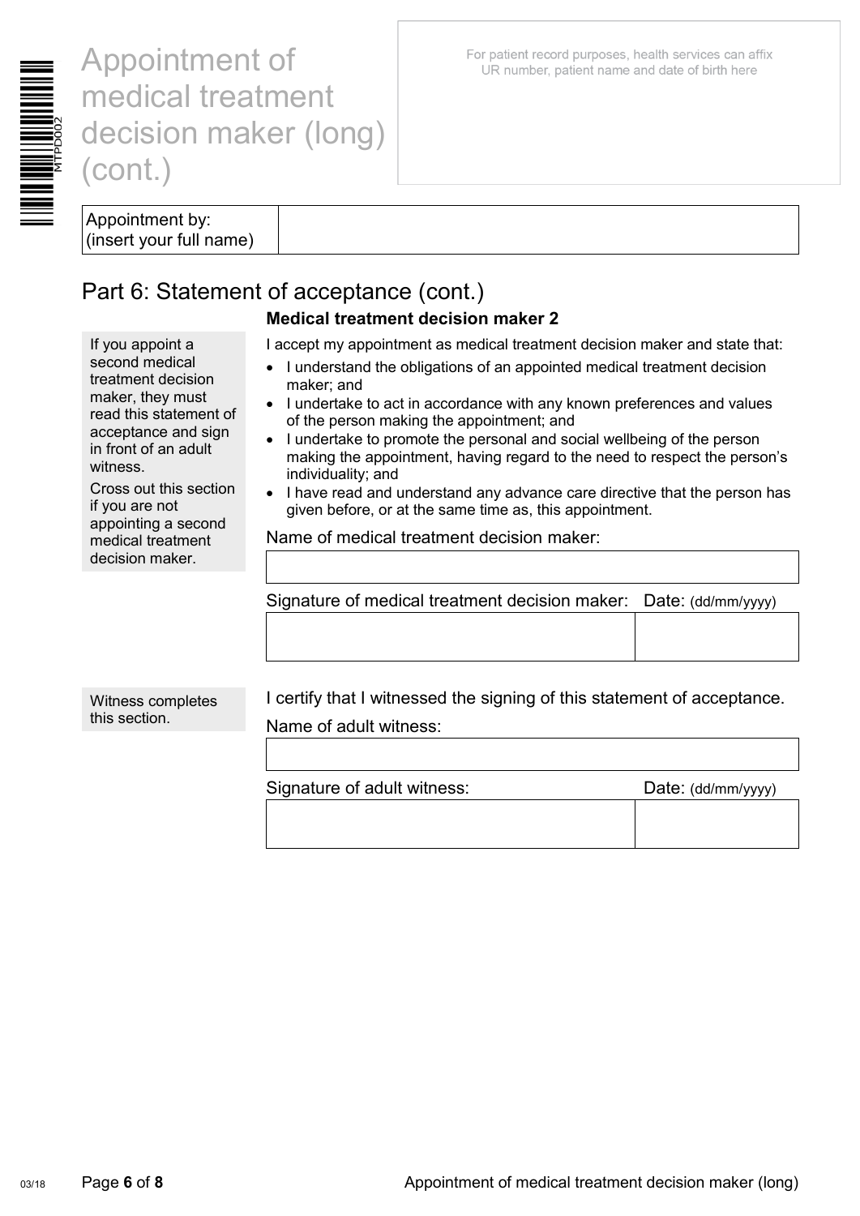# Appointment of medical treatment decision maker (long) (cont.)

For patient record purposes, health services can affix UR number, patient name and date of birth here

| Appointment by: (insert your full name) | |
|---|---|

## Part 6: Statement of acceptance (cont.)

### Medical treatment decision maker 2

If you appoint a second medical treatment decision maker, they must read this statement of acceptance and sign in front of an adult witness.

Cross out this section if you are not appointing a second medical treatment decision maker.

I accept my appointment as medical treatment decision maker and state that:

- I understand the obligations of an appointed medical treatment decision maker; and
- I undertake to act in accordance with any known preferences and values of the person making the appointment; and
- I undertake to promote the personal and social wellbeing of the person making the appointment, having regard to the need to respect the person's individuality; and
- I have read and understand any advance care directive that the person has given before, or at the same time as, this appointment.

Name of medical treatment decision maker:

| |
|---|

| Signature of medical treatment decision maker: | Date: (dd/mm/yyyy) |
|---|---|
| | |

Witness completes this section.

I certify that I witnessed the signing of this statement of acceptance.

Name of adult witness:

| |
|---|

| Signature of adult witness: | Date: (dd/mm/yyyy) |
|---|---|
| | |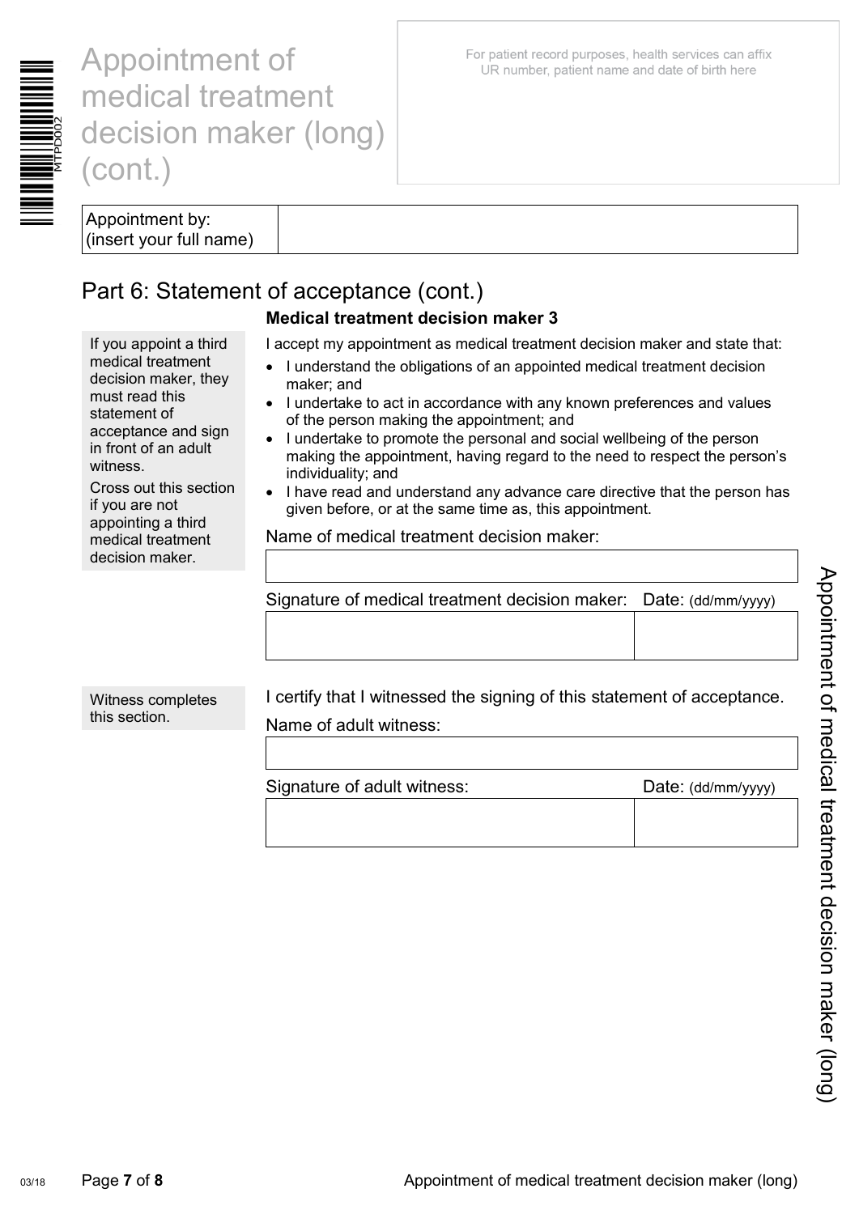# Appointment of medical treatment decision maker (long) (cont.)

For patient record purposes, health services can affix UR number, patient name and date of birth here

| Appointment by: (insert your full name) | |
|---|---|

## Part 6: Statement of acceptance (cont.)

### Medical treatment decision maker 3

If you appoint a third medical treatment decision maker, they must read this statement of acceptance and sign in front of an adult witness.

Cross out this section if you are not appointing a third medical treatment decision maker.

I accept my appointment as medical treatment decision maker and state that:

- I understand the obligations of an appointed medical treatment decision maker; and
- I undertake to act in accordance with any known preferences and values of the person making the appointment; and
- I undertake to promote the personal and social wellbeing of the person making the appointment, having regard to the need to respect the person's individuality; and
- I have read and understand any advance care directive that the person has given before, or at the same time as, this appointment.

Name of medical treatment decision maker:

| |
|---|

| Signature of medical treatment decision maker: | Date: (dd/mm/yyyy) |
|---|---|
| | |

Witness completes this section.

I certify that I witnessed the signing of this statement of acceptance.

Name of adult witness:

| |
|---|

| Signature of adult witness: | Date: (dd/mm/yyyy) |
|---|---|
| | |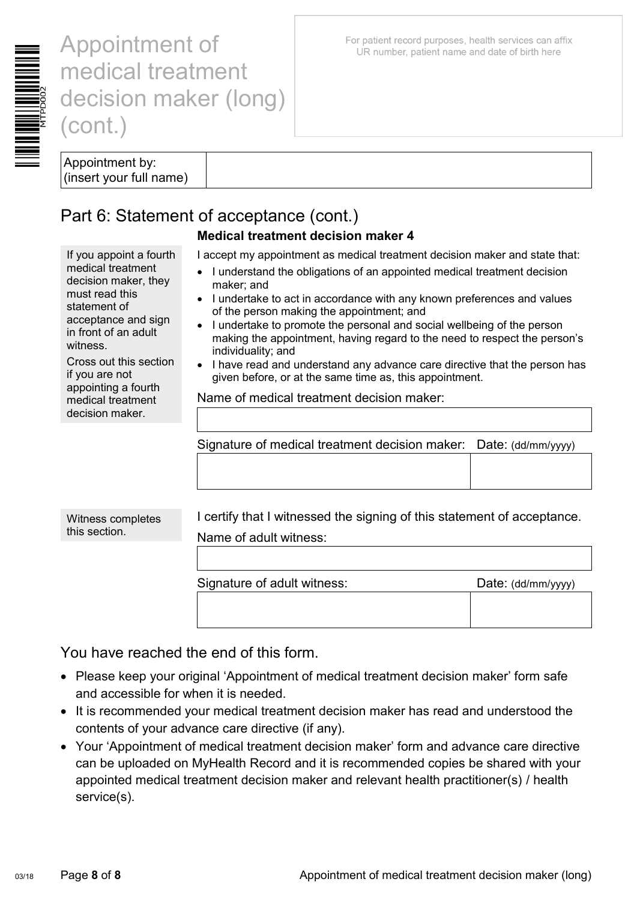# Appointment of medical treatment decision maker (long) (cont.)

For patient record purposes, health services can affix UR number, patient name and date of birth here

| Appointment by: (insert your full name) | |
|---|---|

## Part 6: Statement of acceptance (cont.)

### Medical treatment decision maker 4

If you appoint a fourth medical treatment decision maker, they must read this statement of acceptance and sign in front of an adult witness.

Cross out this section if you are not appointing a fourth medical treatment decision maker.

I accept my appointment as medical treatment decision maker and state that:

- I understand the obligations of an appointed medical treatment decision maker; and
- I undertake to act in accordance with any known preferences and values of the person making the appointment; and
- I undertake to promote the personal and social wellbeing of the person making the appointment, having regard to the need to respect the person's individuality; and
- I have read and understand any advance care directive that the person has given before, or at the same time as, this appointment.

Name of medical treatment decision maker:

| Signature of medical treatment decision maker: | Date: (dd/mm/yyyy) |
|---|---|
| | |

Witness completes this section.

I certify that I witnessed the signing of this statement of acceptance.

Name of adult witness:

| Signature of adult witness: | Date: (dd/mm/yyyy) |
|---|---|
| | |

You have reached the end of this form.

- Please keep your original 'Appointment of medical treatment decision maker' form safe and accessible for when it is needed.
- It is recommended your medical treatment decision maker has read and understood the contents of your advance care directive (if any).
- Your 'Appointment of medical treatment decision maker' form and advance care directive can be uploaded on MyHealth Record and it is recommended copies be shared with your appointed medical treatment decision maker and relevant health practitioner(s) / health service(s).